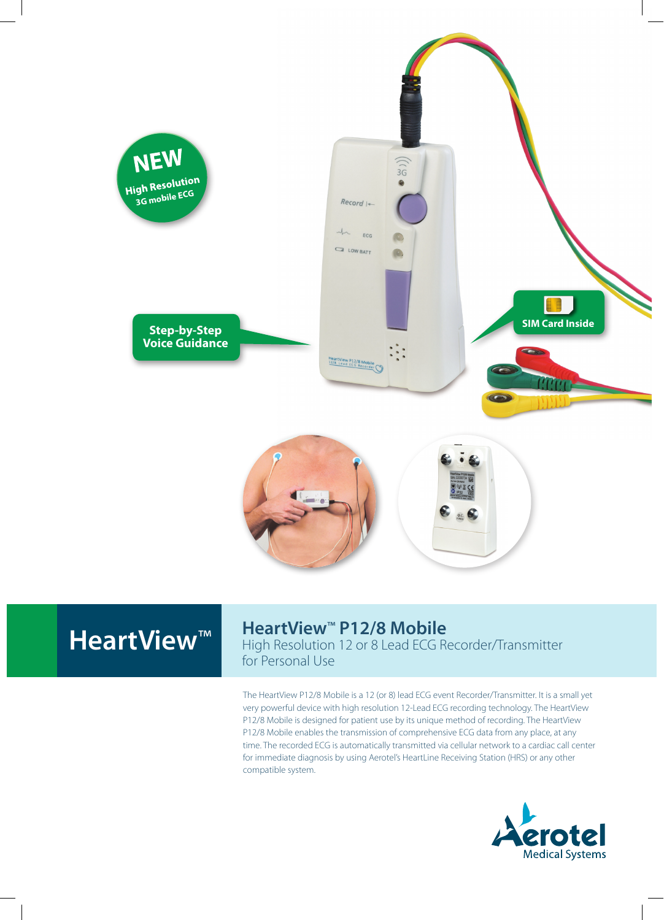NEW
High Resolution
3G mobile ECG

Step-by-Step Voice Guidance

SIM Card Inside

# HeartView™

## HeartView™ P12/8 Mobile

High Resolution 12 or 8 Lead ECG Recorder/Transmitter for Personal Use

The HeartView P12/8 Mobile is a 12 (or 8) lead ECG event Recorder/Transmitter. It is a small yet very powerful device with high resolution 12-Lead ECG recording technology. The HeartView P12/8 Mobile is designed for patient use by its unique method of recording. The HeartView P12/8 Mobile enables the transmission of comprehensive ECG data from any place, at any time. The recorded ECG is automatically transmitted via cellular network to a cardiac call center for immediate diagnosis by using Aerotel's HeartLine Receiving Station (HRS) or any other compatible system.

Aerotel Medical Systems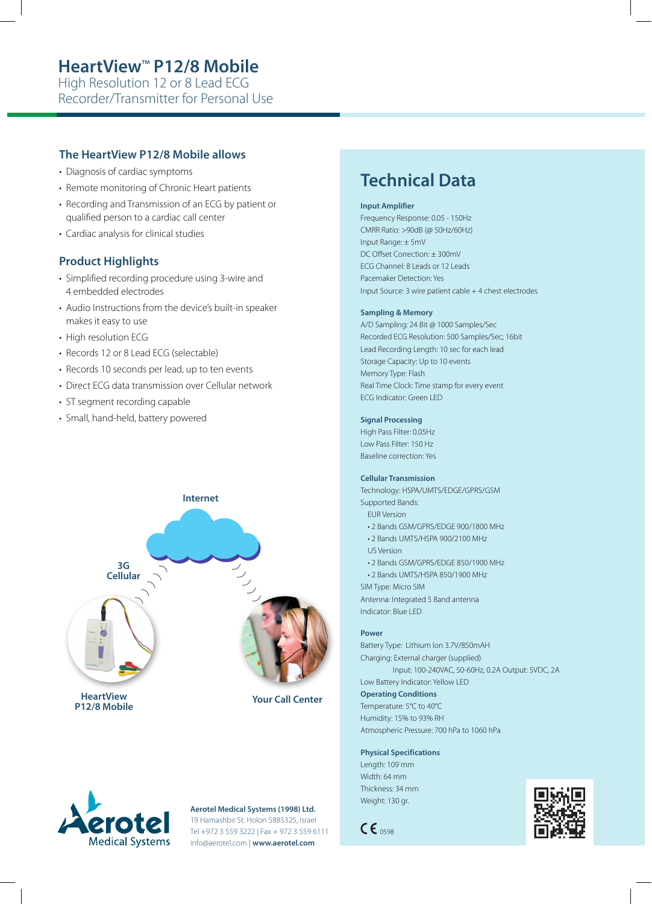# HeartView™ P12/8 Mobile

High Resolution 12 or 8 Lead ECG
Recorder/Transmitter for Personal Use

## The HeartView P12/8 Mobile allows

- Diagnosis of cardiac symptoms
- Remote monitoring of Chronic Heart patients
- Recording and Transmission of an ECG by patient or qualified person to a cardiac call center
- Cardiac analysis for clinical studies

## Product Highlights

- Simplified recording procedure using 3-wire and 4 embedded electrodes
- Audio Instructions from the device's built-in speaker makes it easy to use
- High resolution ECG
- Records 12 or 8 Lead ECG (selectable)
- Records 10 seconds per lead, up to ten events
- Direct ECG data transmission over Cellular network
- ST segment recording capable
- Small, hand-held, battery powered

Internet

3G Cellular

HeartView P12/8 Mobile

Your Call Center

## Technical Data

**Input Amplifier**

Frequency Response: 0.05 - 150Hz
CMRR Ratio: >90dB (@ 50Hz/60Hz)
Input Range: ± 5mV
DC Offset Correction: ± 300mV
ECG Channel: 8 Leads or 12 Leads
Pacemaker Detection: Yes
Input Source: 3 wire patient cable + 4 chest electrodes

**Sampling & Memory**

A/D Sampling: 24 Bit @ 1000 Samples/Sec
Recorded ECG Resolution: 500 Samples/Sec; 16bit
Lead Recording Length: 10 sec for each lead
Storage Capacity: Up to 10 events
Memory Type: Flash
Real Time Clock: Time stamp for every event
ECG Indicator: Green LED

**Signal Processing**

High Pass Filter: 0.05Hz
Low Pass Filter: 150 Hz
Baseline correction: Yes

**Cellular Transmission**

Technology: HSPA/UMTS/EDGE/GPRS/GSM
Supported Bands:

EUR Version
- 2 Bands GSM/GPRS/EDGE 900/1800 MHz
- 2 Bands UMTS/HSPA 900/2100 MHz

US Version
- 2 Bands GSM/GPRS/EDGE 850/1900 MHz
- 2 Bands UMTS/HSPA 850/1900 MHz

SIM Type: Micro SIM
Antenna: Integrated 5 Band antenna
Indicator: Blue LED

**Power**

Battery Type: Lithium Ion 3.7V/850mAH
Charging: External charger (supplied)
Input: 100-240VAC, 50-60Hz, 0.2A Output: 5VDC, 2A
Low Battery Indicator: Yellow LED

**Operating Conditions**

Temperature: 5°C to 40°C
Humidity: 15% to 93% RH
Atmospheric Pressure: 700 hPa to 1060 hPa

**Physical Specifications**

Length: 109 mm
Width: 64 mm
Thickness: 34 mm
Weight: 130 gr.

CE 0598

Aerotel Medical Systems

**Aerotel Medical Systems (1998) Ltd.**
19 Hamashbir St. Holon 5885325, Israel
Tel +972 3 559 3222 | Fax + 972 3 559 6111
info@aerotel.com | **www.aerotel.com**